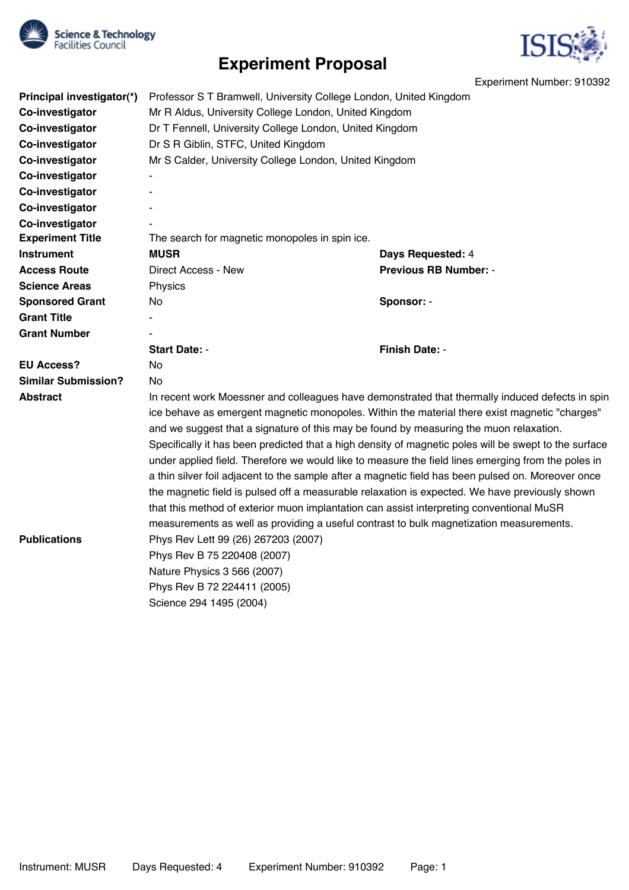# Experiment Proposal

Experiment Number: 910392

| | | | |
|---|---|---|---|
| **Principal investigator(*)** | Professor S T Bramwell, University College London, United Kingdom | | |
| **Co-investigator** | Mr R Aldus, University College London, United Kingdom | | |
| **Co-investigator** | Dr T Fennell, University College London, United Kingdom | | |
| **Co-investigator** | Dr S R Giblin, STFC, United Kingdom | | |
| **Co-investigator** | Mr S Calder, University College London, United Kingdom | | |
| **Co-investigator** | - | | |
| **Co-investigator** | - | | |
| **Co-investigator** | - | | |
| **Co-investigator** | - | | |
| **Experiment Title** | The search for magnetic monopoles in spin ice. | | |
| **Instrument** | **MUSR** | **Days Requested:** | 4 |
| **Access Route** | Direct Access - New | **Previous RB Number:** | - |
| **Science Areas** | Physics | | |
| **Sponsored Grant** | No | **Sponsor:** | - |
| **Grant Title** | - | | |
| **Grant Number** | - | | |
| | **Start Date:** - | **Finish Date:** | - |
| **EU Access?** | No | | |
| **Similar Submission?** | No | | |

**Abstract**

In recent work Moessner and colleagues have demonstrated that thermally induced defects in spin ice behave as emergent magnetic monopoles. Within the material there exist magnetic "charges" and we suggest that a signature of this may be found by measuring the muon relaxation. Specifically it has been predicted that a high density of magnetic poles will be swept to the surface under applied field. Therefore we would like to measure the field lines emerging from the poles in a thin silver foil adjacent to the sample after a magnetic field has been pulsed on. Moreover once the magnetic field is pulsed off a measurable relaxation is expected. We have previously shown that this method of exterior muon implantation can assist interpreting conventional MuSR measurements as well as providing a useful contrast to bulk magnetization measurements.

**Publications**

Phys Rev Lett 99 (26) 267203 (2007)
Phys Rev B 75 220408 (2007)
Nature Physics 3 566 (2007)
Phys Rev B 72 224411 (2005)
Science 294 1495 (2004)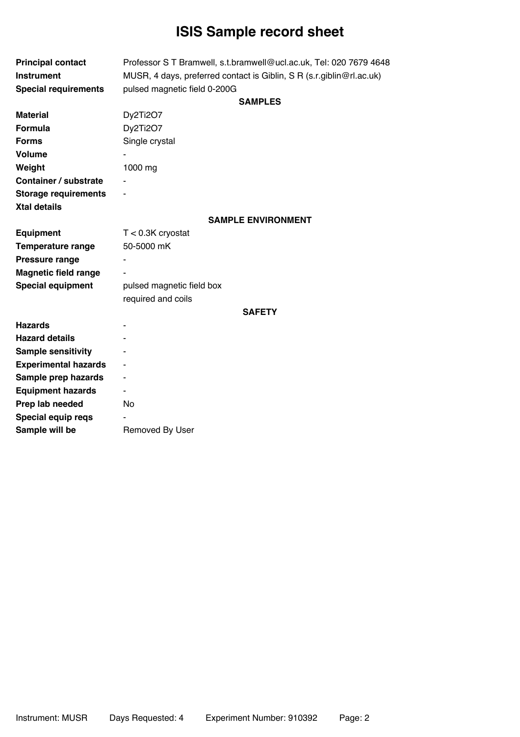# ISIS Sample record sheet

| | |
|---|---|
| **Principal contact** | Professor S T Bramwell, s.t.bramwell@ucl.ac.uk, Tel: 020 7679 4648 |
| **Instrument** | MUSR, 4 days, preferred contact is Giblin, S R (s.r.giblin@rl.ac.uk) |
| **Special requirements** | pulsed magnetic field 0-200G |

### SAMPLES

| | |
|---|---|
| **Material** | $Dy_2Ti_2O_7$ |
| **Formula** | $Dy_2Ti_2O_7$ |
| **Forms** | Single crystal |
| **Volume** | - |
| **Weight** | 1000 mg |
| **Container / substrate** | - |
| **Storage requirements** | - |
| **Xtal details** | |

### SAMPLE ENVIRONMENT

| | |
|---|---|
| **Equipment** | T < 0.3K cryostat |
| **Temperature range** | 50-5000 mK |
| **Pressure range** | - |
| **Magnetic field range** | - |
| **Special equipment** | pulsed magnetic field box required and coils |

### SAFETY

| | |
|---|---|
| **Hazards** | - |
| **Hazard details** | - |
| **Sample sensitivity** | - |
| **Experimental hazards** | - |
| **Sample prep hazards** | - |
| **Equipment hazards** | - |
| **Prep lab needed** | No |
| **Special equip reqs** | - |
| **Sample will be** | Removed By User |

Instrument: MUSR Days Requested: 4 Experiment Number: 910392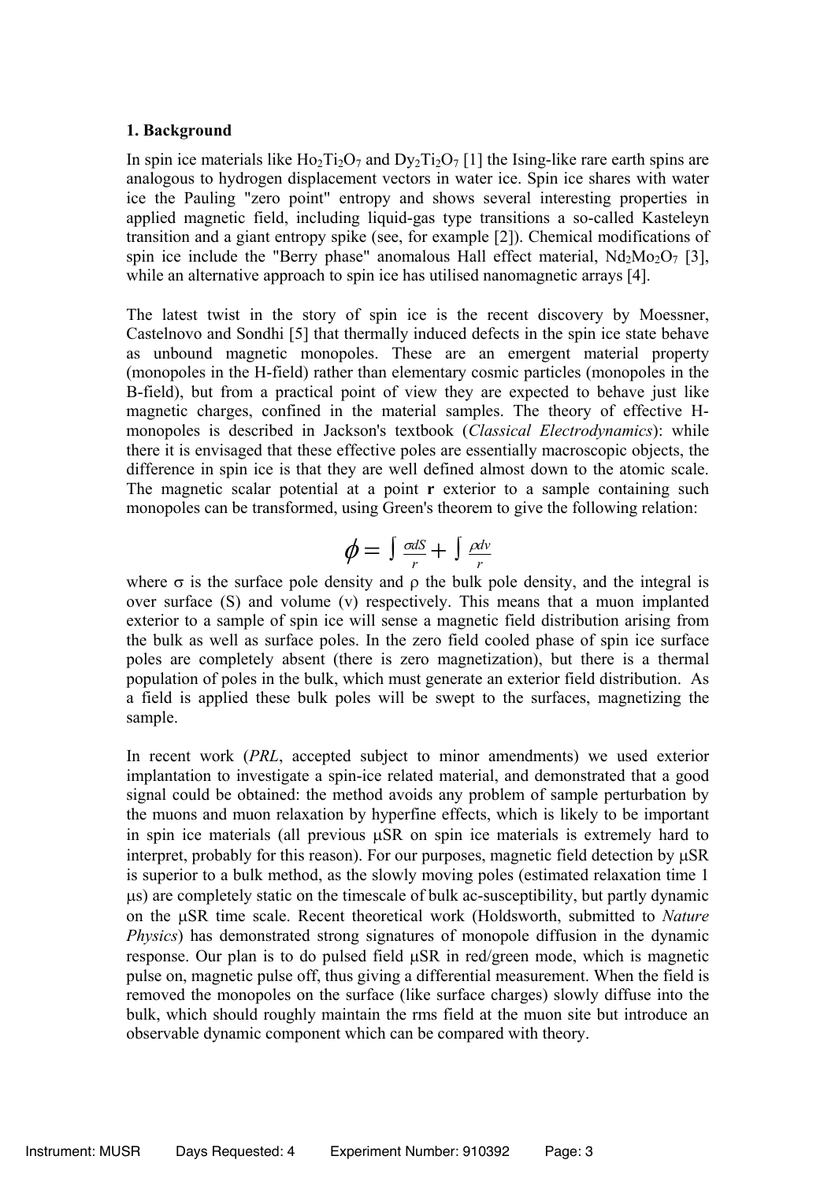### 1. Background

In spin ice materials like $Ho_2Ti_2O_7$ and $Dy_2Ti_2O_7$ [1] the Ising-like rare earth spins are analogous to hydrogen displacement vectors in water ice. Spin ice shares with water ice the Pauling "zero point" entropy and shows several interesting properties in applied magnetic field, including liquid-gas type transitions a so-called Kasteleyn transition and a giant entropy spike (see, for example [2]). Chemical modifications of spin ice include the "Berry phase" anomalous Hall effect material, $Nd_2Mo_2O_7$ [3], while an alternative approach to spin ice has utilised nanomagnetic arrays [4].

The latest twist in the story of spin ice is the recent discovery by Moessner, Castelnovo and Sondhi [5] that thermally induced defects in the spin ice state behave as unbound magnetic monopoles. These are an emergent material property (monopoles in the H-field) rather than elementary cosmic particles (monopoles in the B-field), but from a practical point of view they are expected to behave just like magnetic charges, confined in the material samples. The theory of effective H-monopoles is described in Jackson's textbook (*Classical Electrodynamics*): while there it is envisaged that these effective poles are essentially macroscopic objects, the difference in spin ice is that they are well defined almost down to the atomic scale. The magnetic scalar potential at a point **r** exterior to a sample containing such monopoles can be transformed, using Green's theorem to give the following relation:

$$\phi = \int \frac{\sigma dS}{r} + \int \frac{\rho dv}{r}$$

where $\sigma$ is the surface pole density and $\rho$ the bulk pole density, and the integral is over surface (S) and volume (v) respectively. This means that a muon implanted exterior to a sample of spin ice will sense a magnetic field distribution arising from the bulk as well as surface poles. In the zero field cooled phase of spin ice surface poles are completely absent (there is zero magnetization), but there is a thermal population of poles in the bulk, which must generate an exterior field distribution. As a field is applied these bulk poles will be swept to the surfaces, magnetizing the sample.

In recent work (*PRL*, accepted subject to minor amendments) we used exterior implantation to investigate a spin-ice related material, and demonstrated that a good signal could be obtained: the method avoids any problem of sample perturbation by the muons and muon relaxation by hyperfine effects, which is likely to be important in spin ice materials (all previous μSR on spin ice materials is extremely hard to interpret, probably for this reason). For our purposes, magnetic field detection by μSR is superior to a bulk method, as the slowly moving poles (estimated relaxation time 1 μs) are completely static on the timescale of bulk ac-susceptibility, but partly dynamic on the μSR time scale. Recent theoretical work (Holdsworth, submitted to *Nature Physics*) has demonstrated strong signatures of monopole diffusion in the dynamic response. Our plan is to do pulsed field μSR in red/green mode, which is magnetic pulse on, magnetic pulse off, thus giving a differential measurement. When the field is removed the monopoles on the surface (like surface charges) slowly diffuse into the bulk, which should roughly maintain the rms field at the muon site but introduce an observable dynamic component which can be compared with theory.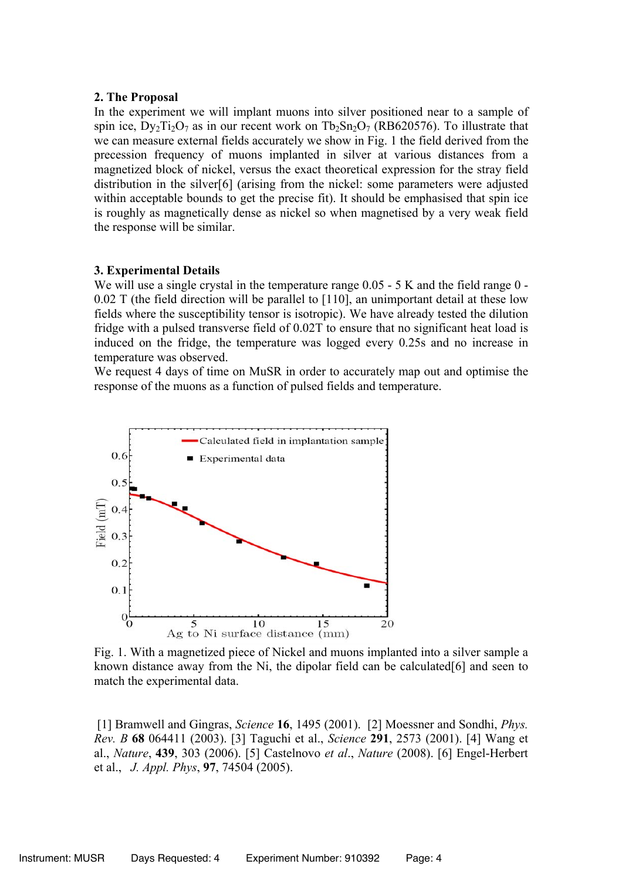### 2. The Proposal

In the experiment we will implant muons into silver positioned near to a sample of spin ice, $Dy_2Ti_2O_7$ as in our recent work on $Tb_2Sn_2O_7$ (RB620576). To illustrate that we can measure external fields accurately we show in Fig. 1 the field derived from the precession frequency of muons implanted in silver at various distances from a magnetized block of nickel, versus the exact theoretical expression for the stray field distribution in the silver[6] (arising from the nickel: some parameters were adjusted within acceptable bounds to get the precise fit). It should be emphasised that spin ice is roughly as magnetically dense as nickel so when magnetised by a very weak field the response will be similar.

### 3. Experimental Details

We will use a single crystal in the temperature range 0.05 - 5 K and the field range 0 - 0.02 T (the field direction will be parallel to [110], an unimportant detail at these low fields where the susceptibility tensor is isotropic). We have already tested the dilution fridge with a pulsed transverse field of 0.02T to ensure that no significant heat load is induced on the fridge, the temperature was logged every 0.25s and no increase in temperature was observed.

We request 4 days of time on MuSR in order to accurately map out and optimise the response of the muons as a function of pulsed fields and temperature.

Calculated field in implantation sample
Experimental data
Field (mT)
0 0.1 0.2 0.3 0.4 0.5 0.6
0 5 10 15 20
Ag to Ni surface distance (mm)

Fig. 1. With a magnetized piece of Nickel and muons implanted into a silver sample a known distance away from the Ni, the dipolar field can be calculated[6] and seen to match the experimental data.

[1] Bramwell and Gingras, *Science* **16**, 1495 (2001). [2] Moessner and Sondhi, *Phys. Rev. B* **68** 064411 (2003). [3] Taguchi et al., *Science* **291**, 2573 (2001). [4] Wang et al., *Nature*, **439**, 303 (2006). [5] Castelnovo *et al.*, *Nature* (2008). [6] Engel-Herbert et al., *J. Appl. Phys*, **97**, 74504 (2005).